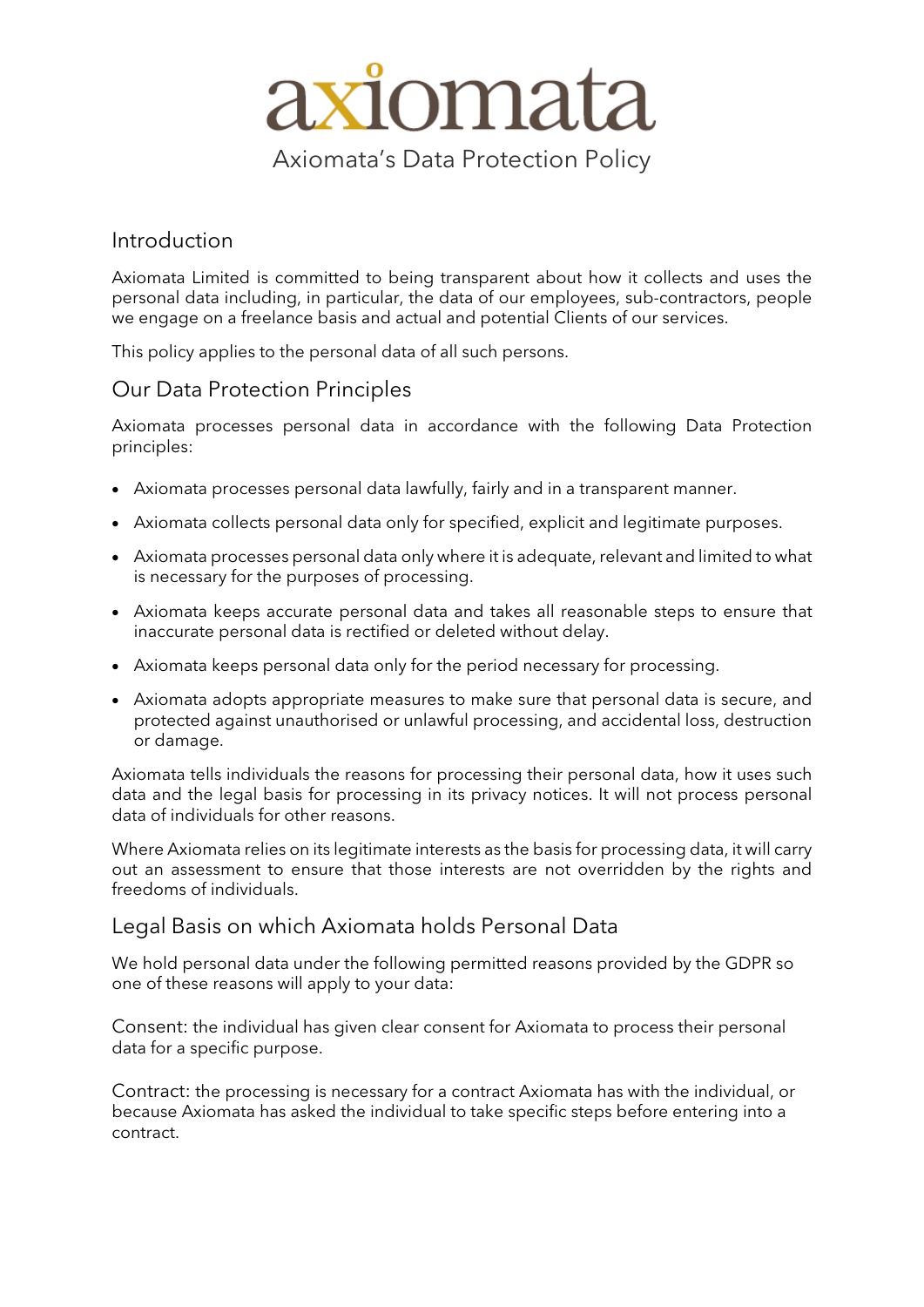# axiomata

## Axiomata's Data Protection Policy

## Introduction

Axiomata Limited is committed to being transparent about how it collects and uses the personal data including, in particular, the data of our employees, sub-contractors, people we engage on a freelance basis and actual and potential Clients of our services.

This policy applies to the personal data of all such persons.

## Our Data Protection Principles

Axiomata processes personal data in accordance with the following Data Protection principles:

- Axiomata processes personal data lawfully, fairly and in a transparent manner.
- Axiomata collects personal data only for specified, explicit and legitimate purposes.
- Axiomata processes personal data only where it is adequate, relevant and limited to what is necessary for the purposes of processing.
- Axiomata keeps accurate personal data and takes all reasonable steps to ensure that inaccurate personal data is rectified or deleted without delay.
- Axiomata keeps personal data only for the period necessary for processing.
- Axiomata adopts appropriate measures to make sure that personal data is secure, and protected against unauthorised or unlawful processing, and accidental loss, destruction or damage.

Axiomata tells individuals the reasons for processing their personal data, how it uses such data and the legal basis for processing in its privacy notices. It will not process personal data of individuals for other reasons.

Where Axiomata relies on its legitimate interests as the basis for processing data, it will carry out an assessment to ensure that those interests are not overridden by the rights and freedoms of individuals.

## Legal Basis on which Axiomata holds Personal Data

We hold personal data under the following permitted reasons provided by the GDPR so one of these reasons will apply to your data:

Consent: the individual has given clear consent for Axiomata to process their personal data for a specific purpose.

Contract: the processing is necessary for a contract Axiomata has with the individual, or because Axiomata has asked the individual to take specific steps before entering into a contract.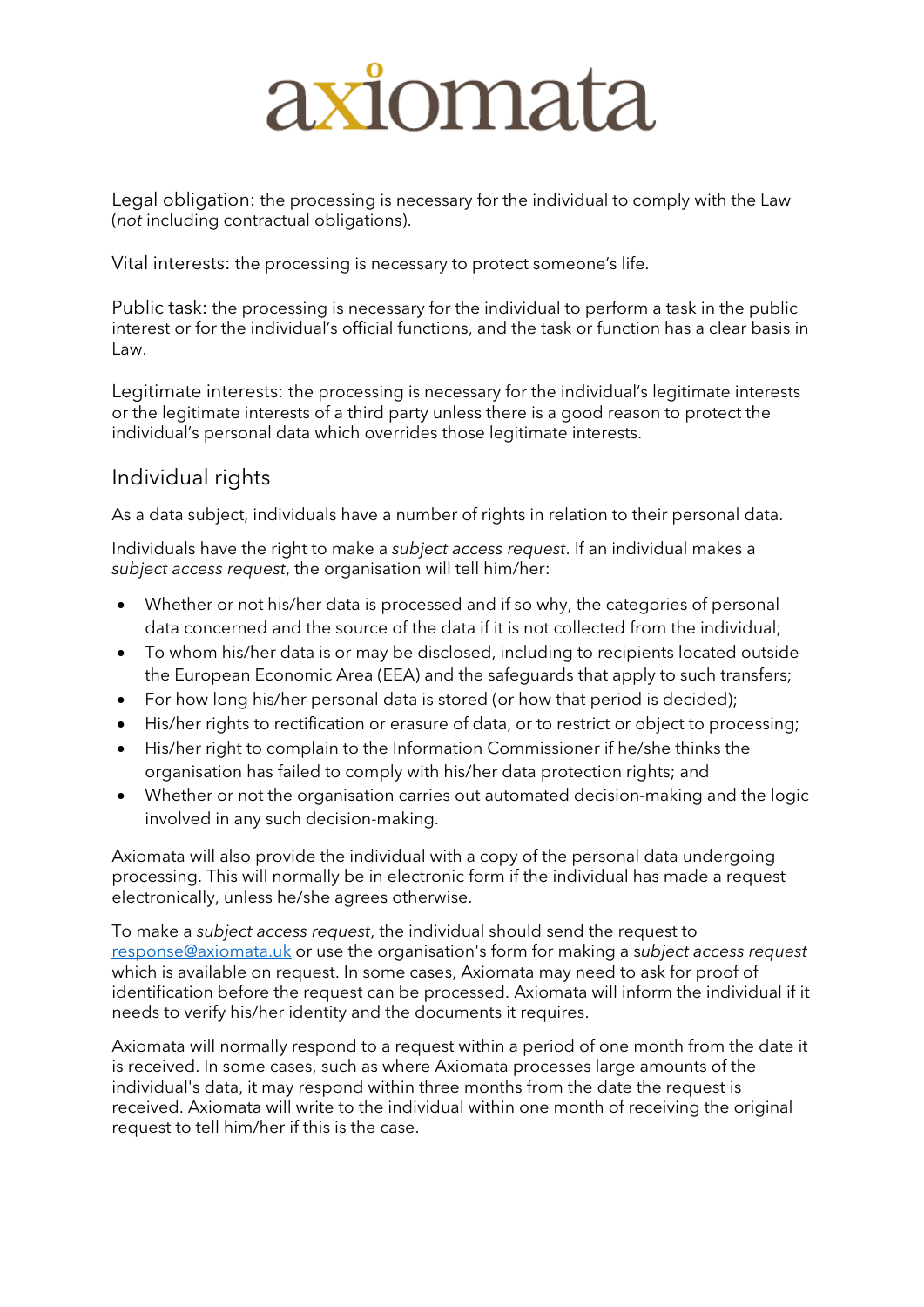Legal obligation: the processing is necessary for the individual to comply with the Law (*not* including contractual obligations).

Vital interests: the processing is necessary to protect someone's life.

Public task: the processing is necessary for the individual to perform a task in the public interest or for the individual's official functions, and the task or function has a clear basis in Law.

Legitimate interests: the processing is necessary for the individual's legitimate interests or the legitimate interests of a third party unless there is a good reason to protect the individual's personal data which overrides those legitimate interests.

## Individual rights

As a data subject, individuals have a number of rights in relation to their personal data.

Individuals have the right to make a *subject access request*. If an individual makes a *subject access request*, the organisation will tell him/her:

- Whether or not his/her data is processed and if so why, the categories of personal data concerned and the source of the data if it is not collected from the individual;
- To whom his/her data is or may be disclosed, including to recipients located outside the European Economic Area (EEA) and the safeguards that apply to such transfers;
- For how long his/her personal data is stored (or how that period is decided);
- His/her rights to rectification or erasure of data, or to restrict or object to processing;
- His/her right to complain to the Information Commissioner if he/she thinks the organisation has failed to comply with his/her data protection rights; and
- Whether or not the organisation carries out automated decision-making and the logic involved in any such decision-making.

Axiomata will also provide the individual with a copy of the personal data undergoing processing. This will normally be in electronic form if the individual has made a request electronically, unless he/she agrees otherwise.

To make a *subject access request*, the individual should send the request to [response@axiomata.uk](mailto:response@axiomata.uk) or use the organisation's form for making a *subject access request* which is available on request. In some cases, Axiomata may need to ask for proof of identification before the request can be processed. Axiomata will inform the individual if it needs to verify his/her identity and the documents it requires.

Axiomata will normally respond to a request within a period of one month from the date it is received. In some cases, such as where Axiomata processes large amounts of the individual's data, it may respond within three months from the date the request is received. Axiomata will write to the individual within one month of receiving the original request to tell him/her if this is the case.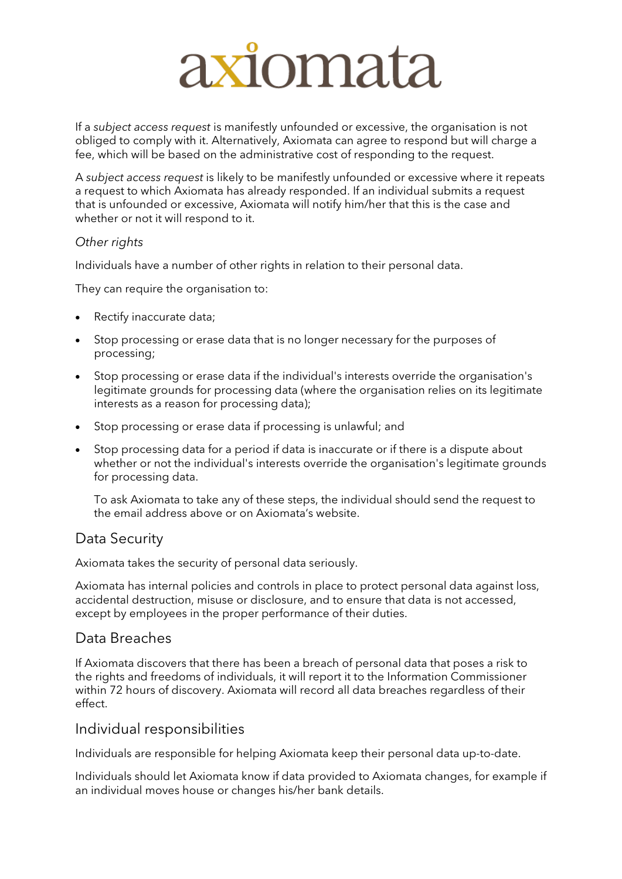If a *subject access request* is manifestly unfounded or excessive, the organisation is not obliged to comply with it. Alternatively, Axiomata can agree to respond but will charge a fee, which will be based on the administrative cost of responding to the request.

A *subject access request* is likely to be manifestly unfounded or excessive where it repeats a request to which Axiomata has already responded. If an individual submits a request that is unfounded or excessive, Axiomata will notify him/her that this is the case and whether or not it will respond to it.

*Other rights*

Individuals have a number of other rights in relation to their personal data.

They can require the organisation to:

- Rectify inaccurate data;
- Stop processing or erase data that is no longer necessary for the purposes of processing;
- Stop processing or erase data if the individual's interests override the organisation's legitimate grounds for processing data (where the organisation relies on its legitimate interests as a reason for processing data);
- Stop processing or erase data if processing is unlawful; and
- Stop processing data for a period if data is inaccurate or if there is a dispute about whether or not the individual's interests override the organisation's legitimate grounds for processing data.

  To ask Axiomata to take any of these steps, the individual should send the request to the email address above or on Axiomata's website.

## Data Security

Axiomata takes the security of personal data seriously.

Axiomata has internal policies and controls in place to protect personal data against loss, accidental destruction, misuse or disclosure, and to ensure that data is not accessed, except by employees in the proper performance of their duties.

## Data Breaches

If Axiomata discovers that there has been a breach of personal data that poses a risk to the rights and freedoms of individuals, it will report it to the Information Commissioner within 72 hours of discovery. Axiomata will record all data breaches regardless of their effect.

## Individual responsibilities

Individuals are responsible for helping Axiomata keep their personal data up-to-date.

Individuals should let Axiomata know if data provided to Axiomata changes, for example if an individual moves house or changes his/her bank details.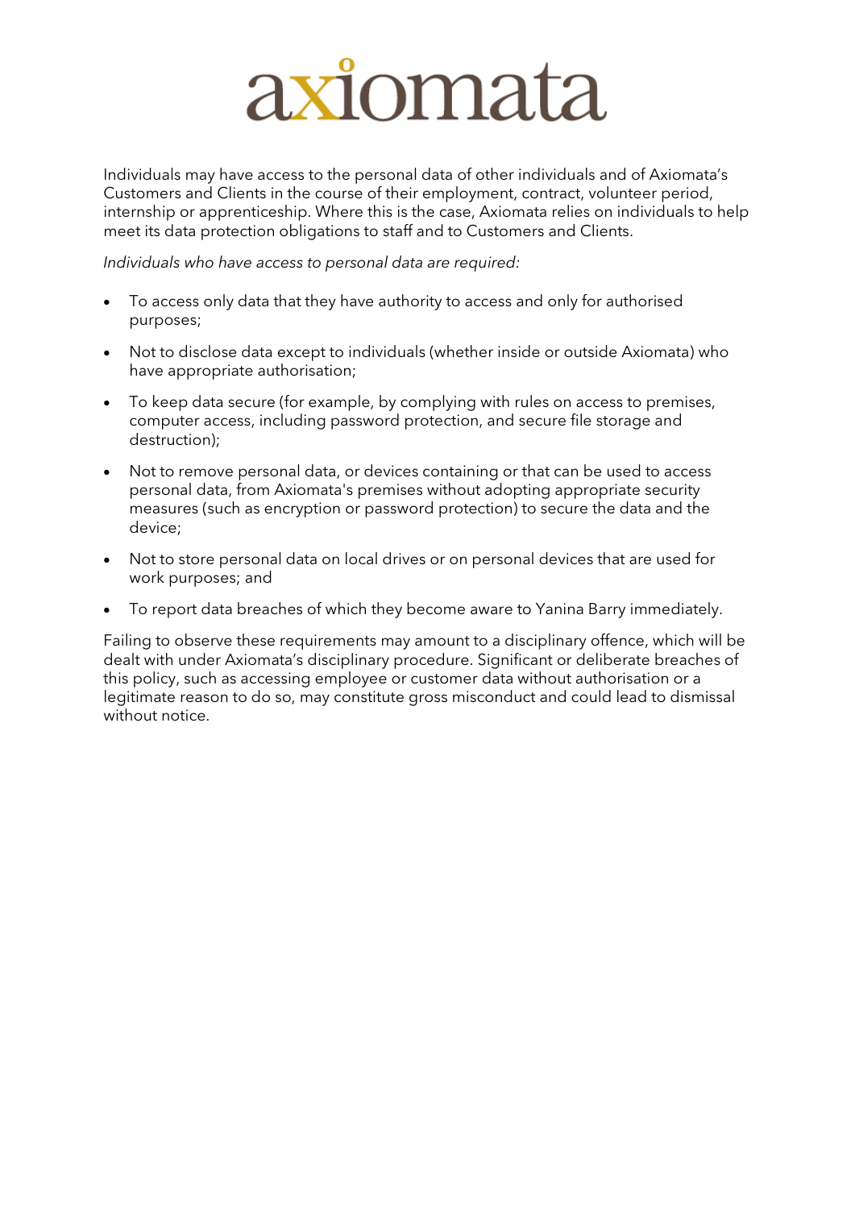Individuals may have access to the personal data of other individuals and of Axiomata's Customers and Clients in the course of their employment, contract, volunteer period, internship or apprenticeship. Where this is the case, Axiomata relies on individuals to help meet its data protection obligations to staff and to Customers and Clients.

*Individuals who have access to personal data are required:*

- To access only data that they have authority to access and only for authorised purposes;
- Not to disclose data except to individuals (whether inside or outside Axiomata) who have appropriate authorisation;
- To keep data secure (for example, by complying with rules on access to premises, computer access, including password protection, and secure file storage and destruction);
- Not to remove personal data, or devices containing or that can be used to access personal data, from Axiomata's premises without adopting appropriate security measures (such as encryption or password protection) to secure the data and the device;
- Not to store personal data on local drives or on personal devices that are used for work purposes; and
- To report data breaches of which they become aware to Yanina Barry immediately.

Failing to observe these requirements may amount to a disciplinary offence, which will be dealt with under Axiomata's disciplinary procedure. Significant or deliberate breaches of this policy, such as accessing employee or customer data without authorisation or a legitimate reason to do so, may constitute gross misconduct and could lead to dismissal without notice.